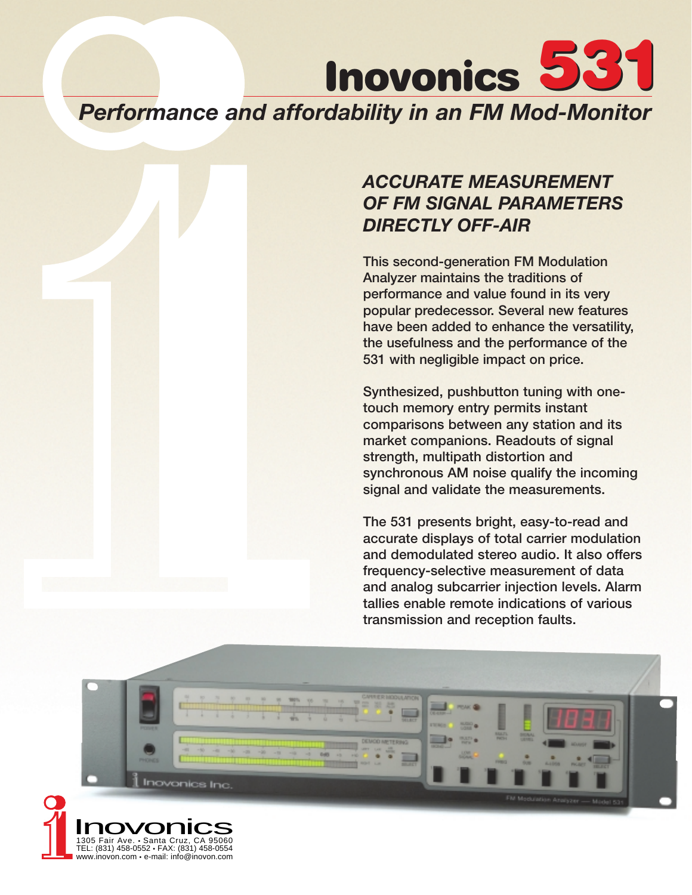# Inovonics 531

*Performance and affordability in an FM Mod-Monitor*

## *ACCURATE MEASUREMENT OF FM SIGNAL PARAMETERS DIRECTLY OFF-AIR*

This second-generation FM Modulation Analyzer maintains the traditions of performance and value found in its very popular predecessor. Several new features have been added to enhance the versatility, the usefulness and the performance of the 531 with negligible impact on price.

Synthesized, pushbutton tuning with one-touch memory entry permits instant comparisons between any station and its market companions. Readouts of signal strength, multipath distortion and synchronous AM noise qualify the incoming signal and validate the measurements.

The 531 presents bright, easy-to-read and accurate displays of total carrier modulation and demodulated stereo audio. It also offers frequency-selective measurement of data and analog subcarrier injection levels. Alarm tallies enable remote indications of various transmission and reception faults.

Inovonics
1305 Fair Ave. • Santa Cruz, CA 95060
TEL: (831) 458-0552 • FAX: (831) 458-0554
www.inovon.com • e-mail: info@inovon.com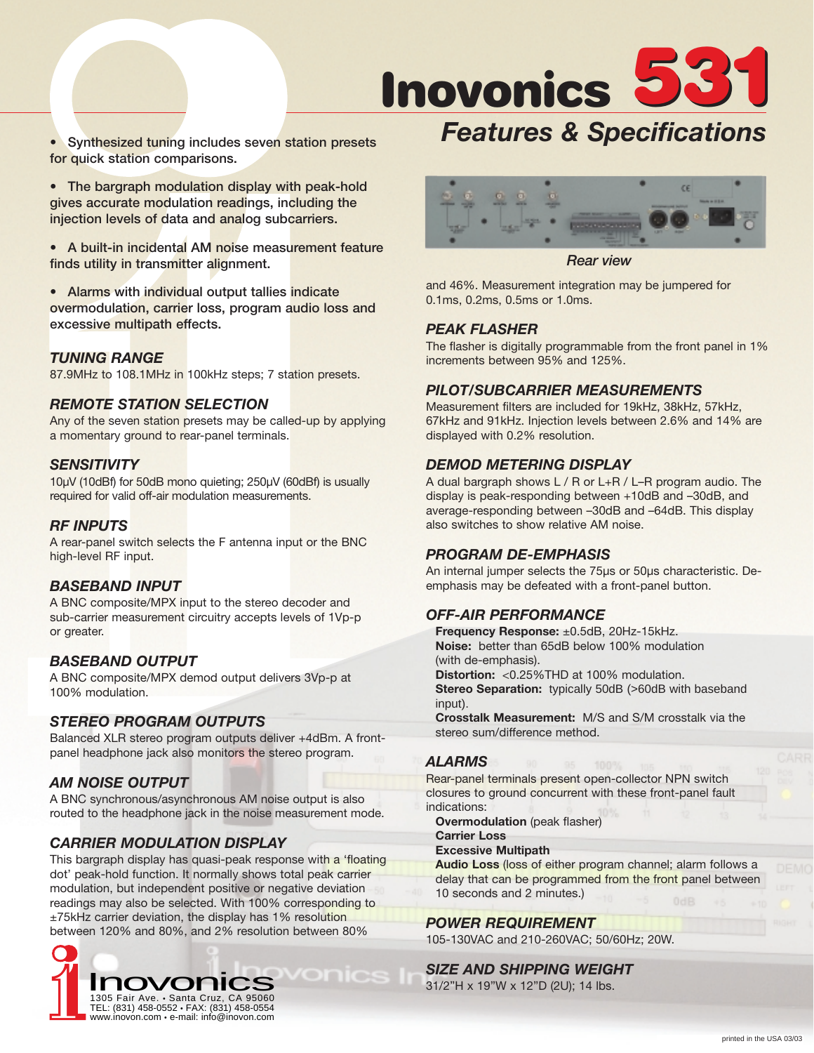# Inovonics 531

## Features & Specifications

- Synthesized tuning includes seven station presets for quick station comparisons.
- The bargraph modulation display with peak-hold gives accurate modulation readings, including the injection levels of data and analog subcarriers.
- A built-in incidental AM noise measurement feature finds utility in transmitter alignment.
- Alarms with individual output tallies indicate overmodulation, carrier loss, program audio loss and excessive multipath effects.

### *TUNING RANGE*

87.9MHz to 108.1MHz in 100kHz steps; 7 station presets.

### *REMOTE STATION SELECTION*

Any of the seven station presets may be called-up by applying a momentary ground to rear-panel terminals.

### *SENSITIVITY*

10µV (10dBf) for 50dB mono quieting; 250µV (60dBf) is usually required for valid off-air modulation measurements.

### *RF INPUTS*

A rear-panel switch selects the F antenna input or the BNC high-level RF input.

### *BASEBAND INPUT*

A BNC composite/MPX input to the stereo decoder and sub-carrier measurement circuitry accepts levels of 1Vp-p or greater.

### *BASEBAND OUTPUT*

A BNC composite/MPX demod output delivers 3Vp-p at 100% modulation.

### *STEREO PROGRAM OUTPUTS*

Balanced XLR stereo program outputs deliver +4dBm. A front-panel headphone jack also monitors the stereo program.

### *AM NOISE OUTPUT*

A BNC synchronous/asynchronous AM noise output is also routed to the headphone jack in the noise measurement mode.

### *CARRIER MODULATION DISPLAY*

This bargraph display has quasi-peak response with a 'floating dot' peak-hold function. It normally shows total peak carrier modulation, but independent positive or negative deviation readings may also be selected. With 100% corresponding to ±75kHz carrier deviation, the display has 1% resolution between 120% and 80%, and 2% resolution between 80% and 46%. Measurement integration may be jumpered for 0.1ms, 0.2ms, 0.5ms or 1.0ms.

*Rear view*

### *PEAK FLASHER*

The flasher is digitally programmable from the front panel in 1% increments between 95% and 125%.

### *PILOT/SUBCARRIER MEASUREMENTS*

Measurement filters are included for 19kHz, 38kHz, 57kHz, 67kHz and 91kHz. Injection levels between 2.6% and 14% are displayed with 0.2% resolution.

### *DEMOD METERING DISPLAY*

A dual bargraph shows L / R or L+R / L–R program audio. The display is peak-responding between +10dB and –30dB, and average-responding between –30dB and –64dB. This display also switches to show relative AM noise.

### *PROGRAM DE-EMPHASIS*

An internal jumper selects the 75µs or 50µs characteristic. De-emphasis may be defeated with a front-panel button.

### *OFF-AIR PERFORMANCE*

**Frequency Response:** ±0.5dB, 20Hz-15kHz.
**Noise:** better than 65dB below 100% modulation (with de-emphasis).
**Distortion:** <0.25%THD at 100% modulation.
**Stereo Separation:** typically 50dB (>60dB with baseband input).
**Crosstalk Measurement:** M/S and S/M crosstalk via the stereo sum/difference method.

### *ALARMS*

Rear-panel terminals present open-collector NPN switch closures to ground concurrent with these front-panel fault indications:

**Overmodulation** (peak flasher)
**Carrier Loss**
**Excessive Multipath**
**Audio Loss** (loss of either program channel; alarm follows a delay that can be programmed from the front panel between 10 seconds and 2 minutes.)

### *POWER REQUIREMENT*

105-130VAC and 210-260VAC; 50/60Hz; 20W.

### *SIZE AND SHIPPING WEIGHT*

31/2"H x 19"W x 12"D (2U); 14 lbs.

**Inovonics**
1305 Fair Ave. • Santa Cruz, CA 95060
TEL: (831) 458-0552 • FAX: (831) 458-0554
www.inovon.com • e-mail: info@inovon.com

printed in the USA 03/03